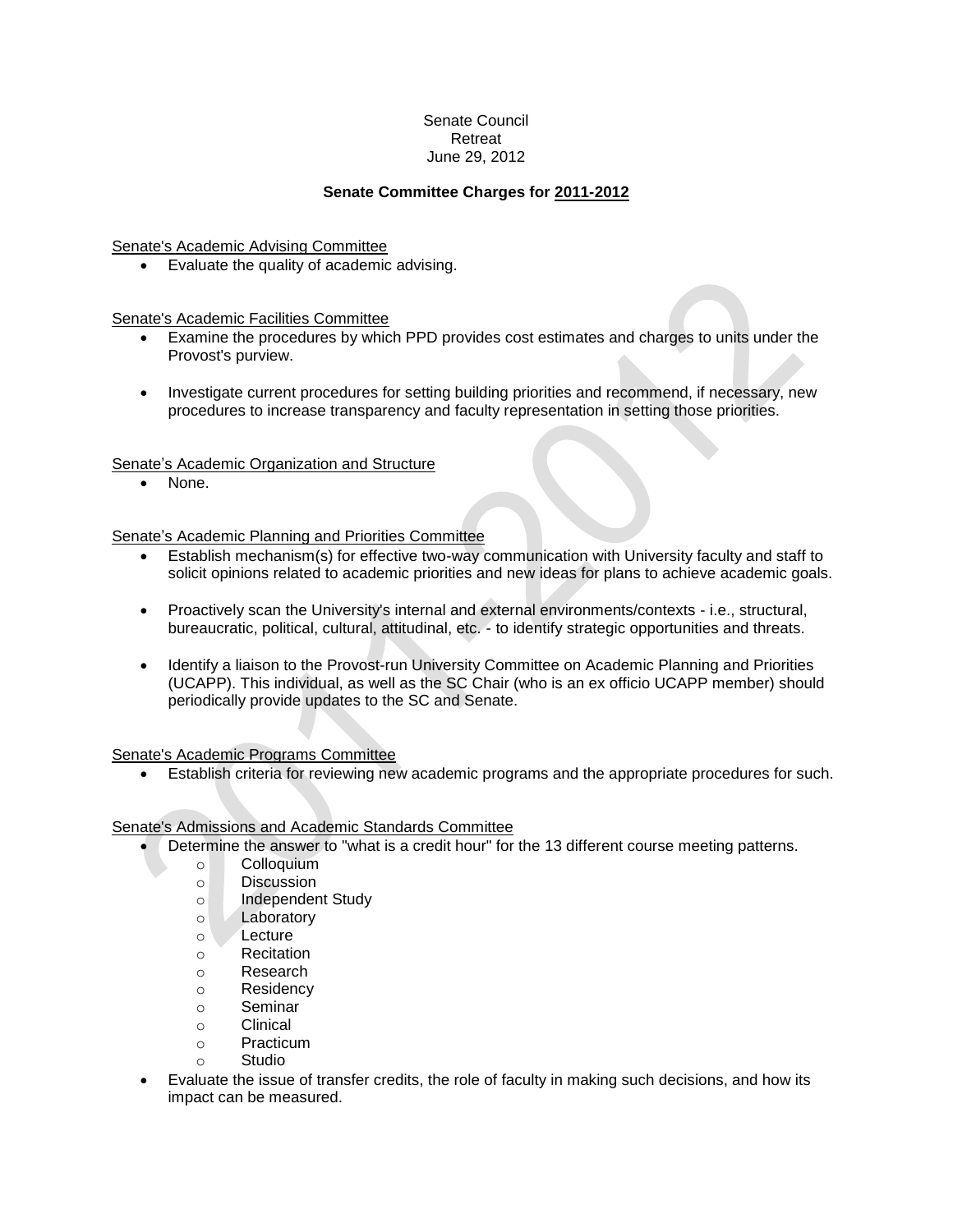Senate Council
Retreat
June 29, 2012

**Senate Committee Charges for 2011-2012**

Senate's Academic Advising Committee

- Evaluate the quality of academic advising.

Senate's Academic Facilities Committee

- Examine the procedures by which PPD provides cost estimates and charges to units under the Provost's purview.
- Investigate current procedures for setting building priorities and recommend, if necessary, new procedures to increase transparency and faculty representation in setting those priorities.

Senate's Academic Organization and Structure

- None.

Senate's Academic Planning and Priorities Committee

- Establish mechanism(s) for effective two-way communication with University faculty and staff to solicit opinions related to academic priorities and new ideas for plans to achieve academic goals.
- Proactively scan the University's internal and external environments/contexts - i.e., structural, bureaucratic, political, cultural, attitudinal, etc. - to identify strategic opportunities and threats.
- Identify a liaison to the Provost-run University Committee on Academic Planning and Priorities (UCAPP). This individual, as well as the SC Chair (who is an ex officio UCAPP member) should periodically provide updates to the SC and Senate.

Senate's Academic Programs Committee

- Establish criteria for reviewing new academic programs and the appropriate procedures for such.

Senate's Admissions and Academic Standards Committee

- Determine the answer to "what is a credit hour" for the 13 different course meeting patterns.
  - Colloquium
  - Discussion
  - Independent Study
  - Laboratory
  - Lecture
  - Recitation
  - Research
  - Residency
  - Seminar
  - Clinical
  - Practicum
  - Studio
- Evaluate the issue of transfer credits, the role of faculty in making such decisions, and how its impact can be measured.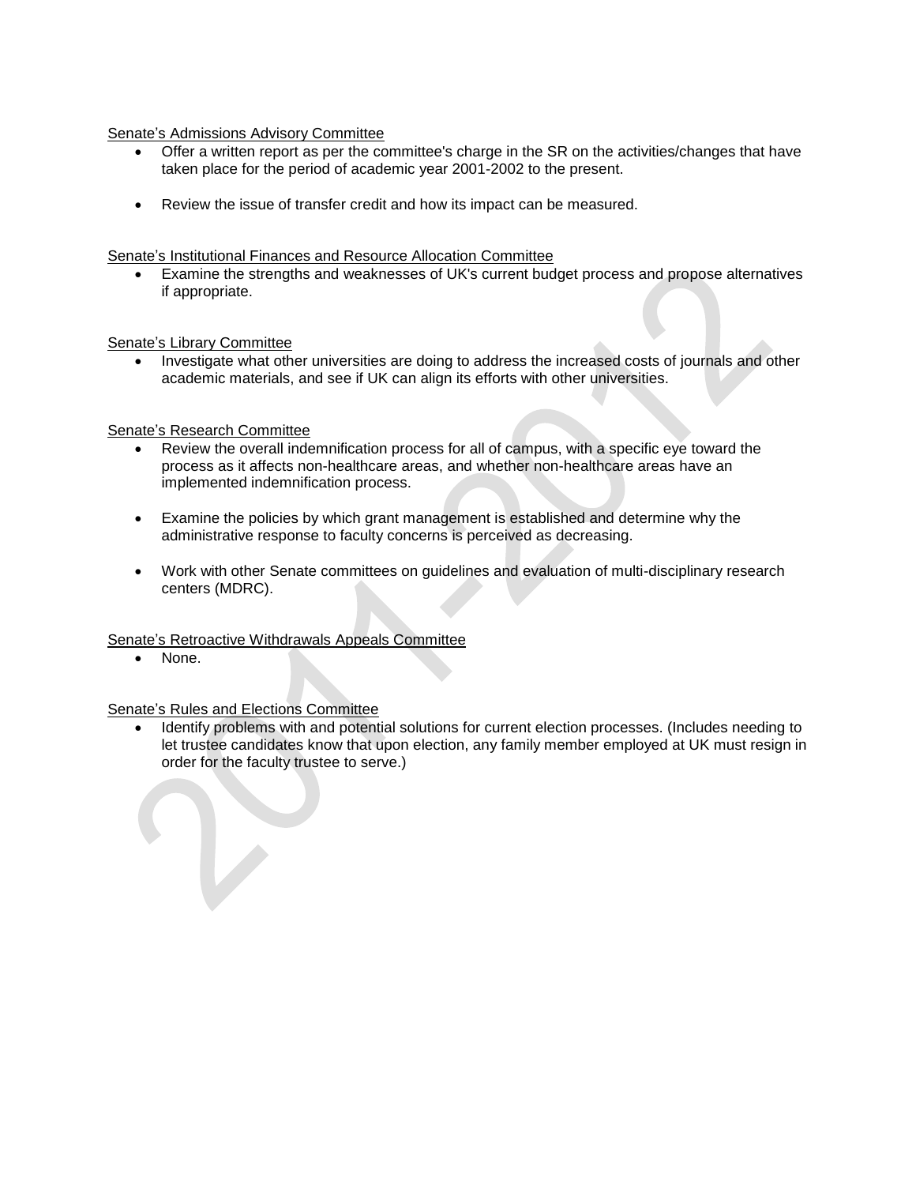Senate’s Admissions Advisory Committee

- Offer a written report as per the committee's charge in the SR on the activities/changes that have taken place for the period of academic year 2001-2002 to the present.
- Review the issue of transfer credit and how its impact can be measured.

Senate’s Institutional Finances and Resource Allocation Committee

- Examine the strengths and weaknesses of UK's current budget process and propose alternatives if appropriate.

Senate’s Library Committee

- Investigate what other universities are doing to address the increased costs of journals and other academic materials, and see if UK can align its efforts with other universities.

Senate’s Research Committee

- Review the overall indemnification process for all of campus, with a specific eye toward the process as it affects non-healthcare areas, and whether non-healthcare areas have an implemented indemnification process.
- Examine the policies by which grant management is established and determine why the administrative response to faculty concerns is perceived as decreasing.
- Work with other Senate committees on guidelines and evaluation of multi-disciplinary research centers (MDRC).

Senate’s Retroactive Withdrawals Appeals Committee

- None.

Senate’s Rules and Elections Committee

- Identify problems with and potential solutions for current election processes. (Includes needing to let trustee candidates know that upon election, any family member employed at UK must resign in order for the faculty trustee to serve.)